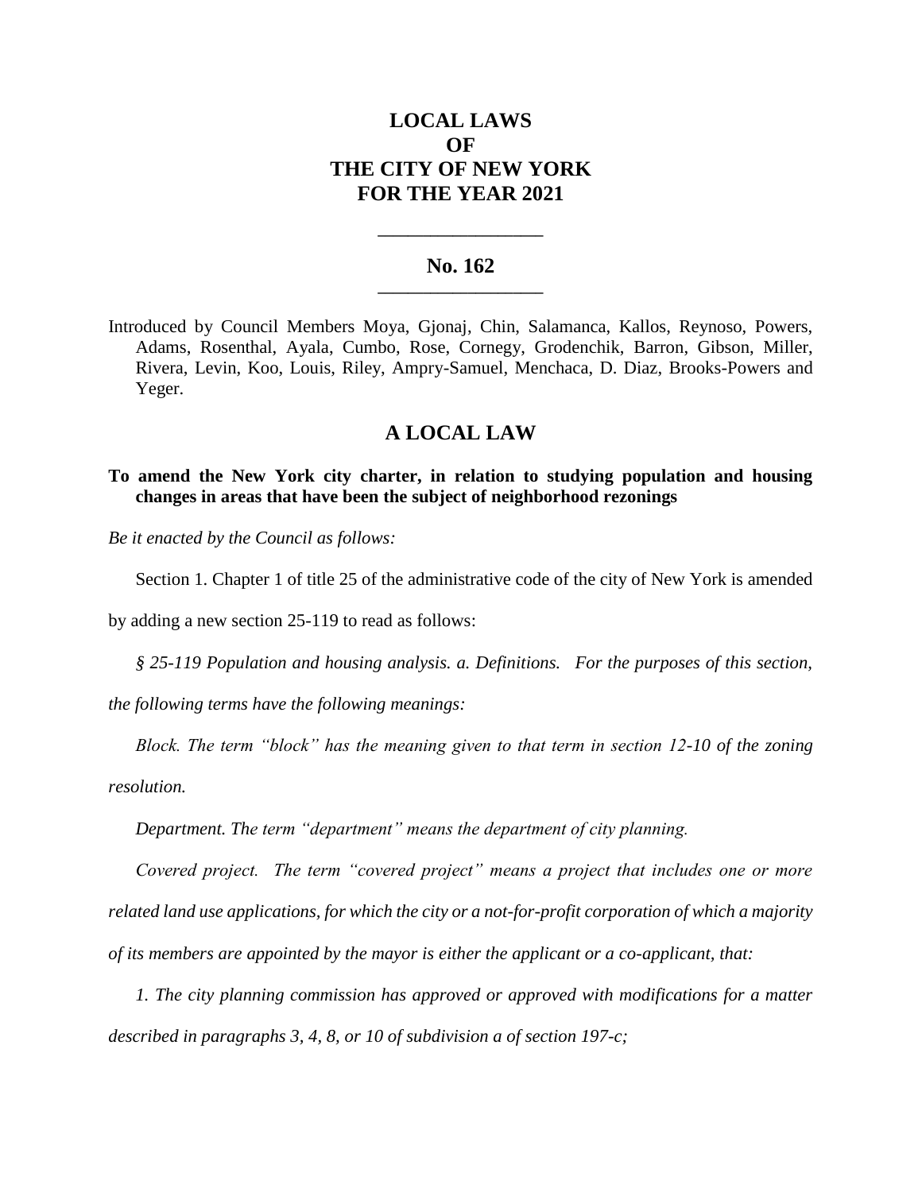# LOCAL LAWS OF THE CITY OF NEW YORK FOR THE YEAR 2021

## No. 162

Introduced by Council Members Moya, Gjonaj, Chin, Salamanca, Kallos, Reynoso, Powers, Adams, Rosenthal, Ayala, Cumbo, Rose, Cornegy, Grodenchik, Barron, Gibson, Miller, Rivera, Levin, Koo, Louis, Riley, Ampry-Samuel, Menchaca, D. Diaz, Brooks-Powers and Yeger.

## A LOCAL LAW

**To amend the New York city charter, in relation to studying population and housing changes in areas that have been the subject of neighborhood rezonings**

*Be it enacted by the Council as follows:*

Section 1. Chapter 1 of title 25 of the administrative code of the city of New York is amended by adding a new section 25-119 to read as follows:

*§ 25-119 Population and housing analysis. a. Definitions. For the purposes of this section, the following terms have the following meanings:*

*Block. The term "block" has the meaning given to that term in section 12-10 of the zoning resolution.*

*Department. The term "department" means the department of city planning.*

*Covered project. The term "covered project" means a project that includes one or more related land use applications, for which the city or a not-for-profit corporation of which a majority of its members are appointed by the mayor is either the applicant or a co-applicant, that:*

*1. The city planning commission has approved or approved with modifications for a matter described in paragraphs 3, 4, 8, or 10 of subdivision a of section 197-c;*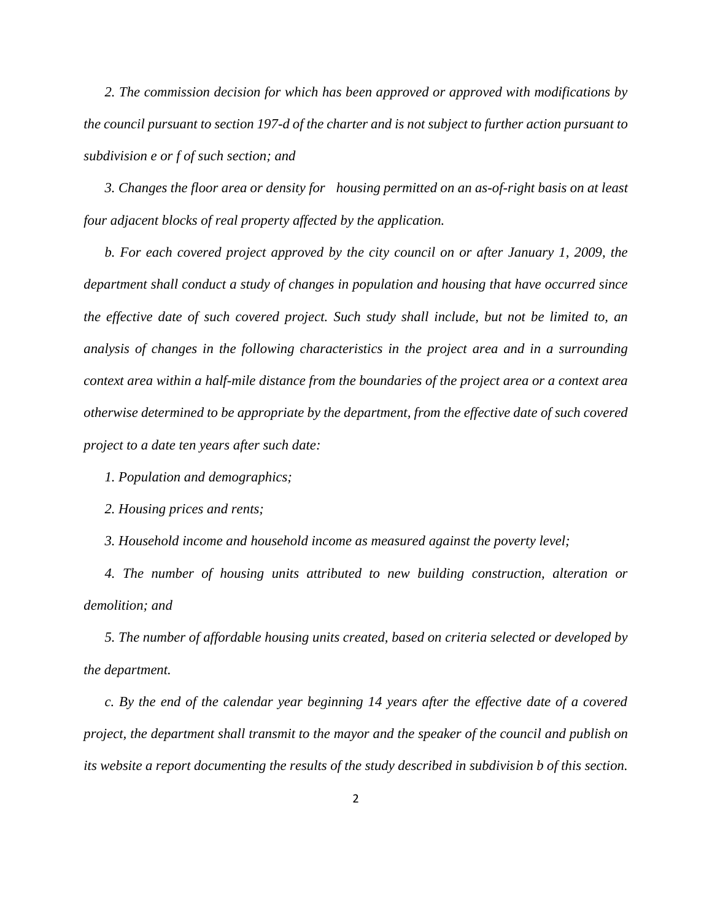*2. The commission decision for which has been approved or approved with modifications by the council pursuant to section 197-d of the charter and is not subject to further action pursuant to subdivision e or f of such section; and*

*3. Changes the floor area or density for housing permitted on an as-of-right basis on at least four adjacent blocks of real property affected by the application.*

*b. For each covered project approved by the city council on or after January 1, 2009, the department shall conduct a study of changes in population and housing that have occurred since the effective date of such covered project. Such study shall include, but not be limited to, an analysis of changes in the following characteristics in the project area and in a surrounding context area within a half-mile distance from the boundaries of the project area or a context area otherwise determined to be appropriate by the department, from the effective date of such covered project to a date ten years after such date:*

*1. Population and demographics;*

*2. Housing prices and rents;*

*3. Household income and household income as measured against the poverty level;*

*4. The number of housing units attributed to new building construction, alteration or demolition; and*

*5. The number of affordable housing units created, based on criteria selected or developed by the department.*

*c. By the end of the calendar year beginning 14 years after the effective date of a covered project, the department shall transmit to the mayor and the speaker of the council and publish on its website a report documenting the results of the study described in subdivision b of this section.*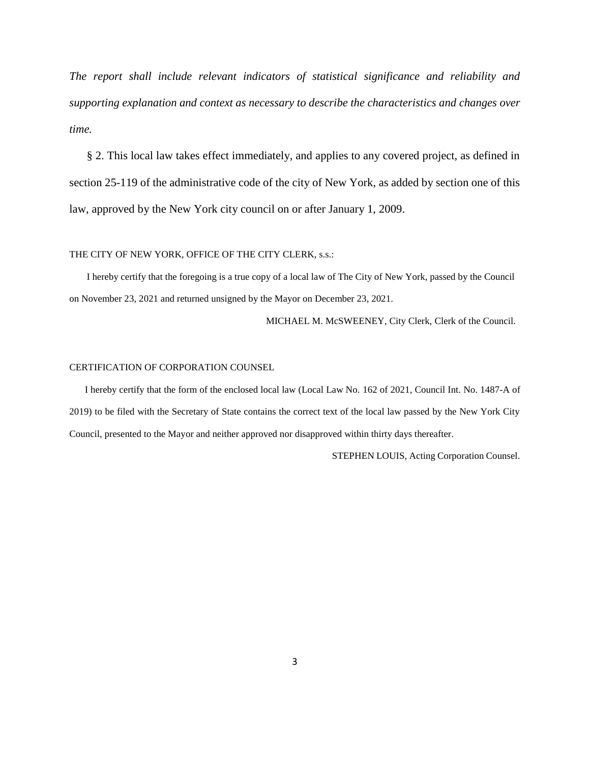*The report shall include relevant indicators of statistical significance and reliability and supporting explanation and context as necessary to describe the characteristics and changes over time.*

§ 2. This local law takes effect immediately, and applies to any covered project, as defined in section 25-119 of the administrative code of the city of New York, as added by section one of this law, approved by the New York city council on or after January 1, 2009.

THE CITY OF NEW YORK, OFFICE OF THE CITY CLERK, s.s.:

I hereby certify that the foregoing is a true copy of a local law of The City of New York, passed by the Council on November 23, 2021 and returned unsigned by the Mayor on December 23, 2021.

MICHAEL M. McSWEENEY, City Clerk, Clerk of the Council.

CERTIFICATION OF CORPORATION COUNSEL

I hereby certify that the form of the enclosed local law (Local Law No. 162 of 2021, Council Int. No. 1487-A of 2019) to be filed with the Secretary of State contains the correct text of the local law passed by the New York City Council, presented to the Mayor and neither approved nor disapproved within thirty days thereafter.

STEPHEN LOUIS, Acting Corporation Counsel.